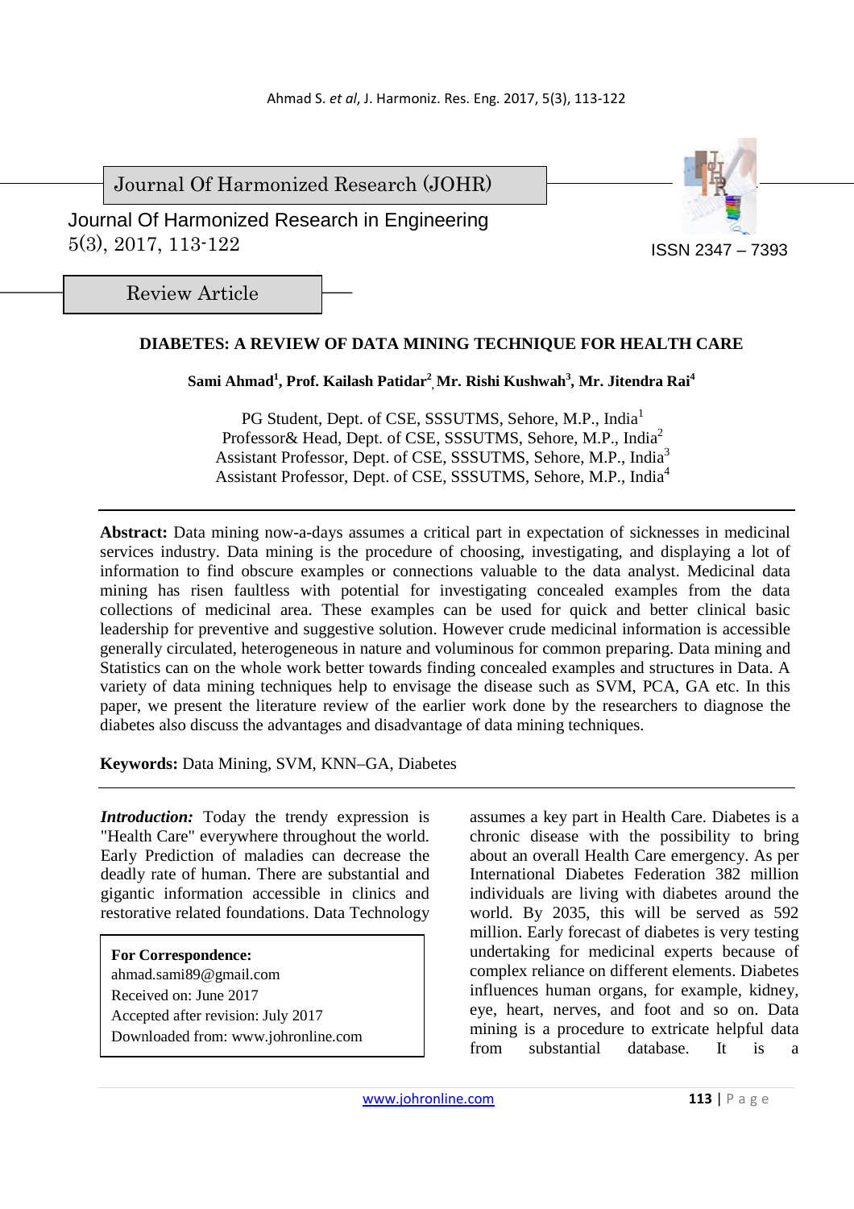Journal Of Harmonized Research (JOHR)

Journal Of Harmonized Research in Engineering
5(3), 2017, 113-122

ISSN 2347 – 7393

Review Article

# DIABETES: A REVIEW OF DATA MINING TECHNIQUE FOR HEALTH CARE

**Sami Ahmad[1], Prof. Kailash Patidar[2], Mr. Rishi Kushwah[3], Mr. Jitendra Rai[4]**

PG Student, Dept. of CSE, SSSUTMS, Sehore, M.P., India[1]
Professor& Head, Dept. of CSE, SSSUTMS, Sehore, M.P., India[2]
Assistant Professor, Dept. of CSE, SSSUTMS, Sehore, M.P., India[3]
Assistant Professor, Dept. of CSE, SSSUTMS, Sehore, M.P., India[4]

**Abstract:** Data mining now-a-days assumes a critical part in expectation of sicknesses in medicinal services industry. Data mining is the procedure of choosing, investigating, and displaying a lot of information to find obscure examples or connections valuable to the data analyst. Medicinal data mining has risen faultless with potential for investigating concealed examples from the data collections of medicinal area. These examples can be used for quick and better clinical basic leadership for preventive and suggestive solution. However crude medicinal information is accessible generally circulated, heterogeneous in nature and voluminous for common preparing. Data mining and Statistics can on the whole work better towards finding concealed examples and structures in Data. A variety of data mining techniques help to envisage the disease such as SVM, PCA, GA etc. In this paper, we present the literature review of the earlier work done by the researchers to diagnose the diabetes also discuss the advantages and disadvantage of data mining techniques.

**Keywords:** Data Mining, SVM, KNN–GA, Diabetes

***Introduction:*** Today the trendy expression is "Health Care" everywhere throughout the world. Early Prediction of maladies can decrease the deadly rate of human. There are substantial and gigantic information accessible in clinics and restorative related foundations. Data Technology assumes a key part in Health Care. Diabetes is a chronic disease with the possibility to bring about an overall Health Care emergency. As per International Diabetes Federation 382 million individuals are living with diabetes around the world. By 2035, this will be served as 592 million. Early forecast of diabetes is very testing undertaking for medicinal experts because of complex reliance on different elements. Diabetes influences human organs, for example, kidney, eye, heart, nerves, and foot and so on. Data mining is a procedure to extricate helpful data from substantial database. It is a

**For Correspondence:**
ahmad.sami89@gmail.com
Received on: June 2017
Accepted after revision: July 2017
Downloaded from: www.johronline.com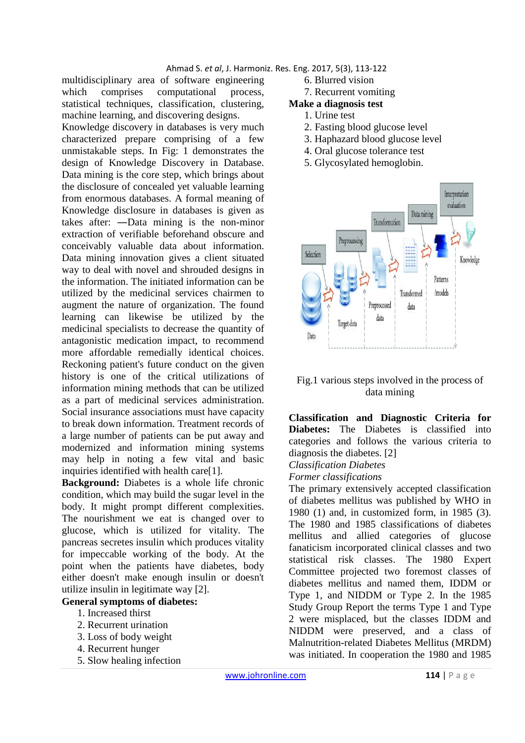multidisciplinary area of software engineering which comprises computational process, statistical techniques, classification, clustering, machine learning, and discovering designs. Knowledge discovery in databases is very much characterized prepare comprising of a few unmistakable steps. In Fig: 1 demonstrates the design of Knowledge Discovery in Database. Data mining is the core step, which brings about the disclosure of concealed yet valuable learning from enormous databases. A formal meaning of Knowledge disclosure in databases is given as takes after: ―Data mining is the non-minor extraction of verifiable beforehand obscure and conceivably valuable data about information. Data mining innovation gives a client situated way to deal with novel and shrouded designs in the information. The initiated information can be utilized by the medicinal services chairmen to augment the nature of organization. The found learning can likewise be utilized by the medicinal specialists to decrease the quantity of antagonistic medication impact, to recommend more affordable remedially identical choices. Reckoning patient's future conduct on the given history is one of the critical utilizations of information mining methods that can be utilized as a part of medicinal services administration. Social insurance associations must have capacity to break down information. Treatment records of a large number of patients can be put away and modernized and information mining systems may help in noting a few vital and basic inquiries identified with health care[1].

**Background:** Diabetes is a whole life chronic condition, which may build the sugar level in the body. It might prompt different complexities. The nourishment we eat is changed over to glucose, which is utilized for vitality. The pancreas secretes insulin which produces vitality for impeccable working of the body. At the point when the patients have diabetes, body either doesn't make enough insulin or doesn't utilize insulin in legitimate way [2].

**General symptoms of diabetes:**

1. Increased thirst
2. Recurrent urination
3. Loss of body weight
4. Recurrent hunger
5. Slow healing infection
6. Blurred vision
7. Recurrent vomiting

**Make a diagnosis test**

1. Urine test
2. Fasting blood glucose level
3. Haphazard blood glucose level
4. Oral glucose tolerance test
5. Glycosylated hemoglobin.

Fig.1 various steps involved in the process of data mining

**Classification and Diagnostic Criteria for Diabetes:** The Diabetes is classified into categories and follows the various criteria to diagnosis the diabetes. [2]

*Classification Diabetes*

*Former classifications*

The primary extensively accepted classification of diabetes mellitus was published by WHO in 1980 (1) and, in customized form, in 1985 (3). The 1980 and 1985 classifications of diabetes mellitus and allied categories of glucose fanaticism incorporated clinical classes and two statistical risk classes. The 1980 Expert Committee projected two foremost classes of diabetes mellitus and named them, IDDM or Type 1, and NIDDM or Type 2. In the 1985 Study Group Report the terms Type 1 and Type 2 were misplaced, but the classes IDDM and NIDDM were preserved, and a class of Malnutrition-related Diabetes Mellitus (MRDM) was initiated. In cooperation the 1980 and 1985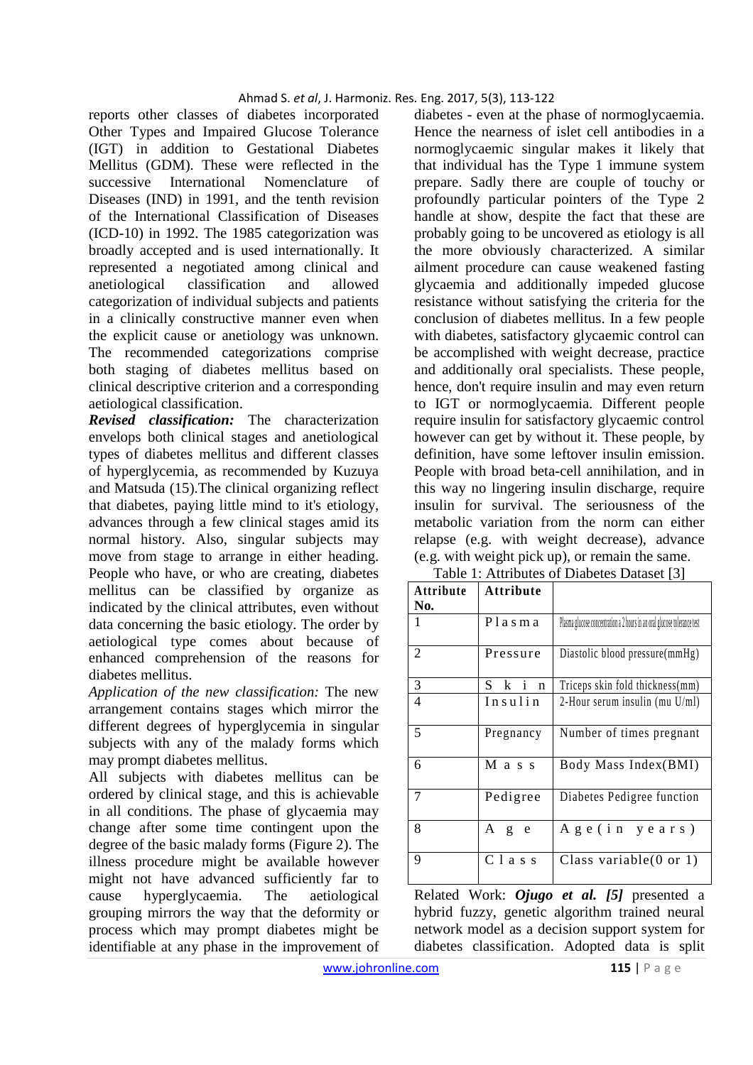reports other classes of diabetes incorporated Other Types and Impaired Glucose Tolerance (IGT) in addition to Gestational Diabetes Mellitus (GDM). These were reflected in the successive International Nomenclature of Diseases (IND) in 1991, and the tenth revision of the International Classification of Diseases (ICD-10) in 1992. The 1985 categorization was broadly accepted and is used internationally. It represented a negotiated among clinical and anetiological classification and allowed categorization of individual subjects and patients in a clinically constructive manner even when the explicit cause or anetiology was unknown. The recommended categorizations comprise both staging of diabetes mellitus based on clinical descriptive criterion and a corresponding aetiological classification.

***Revised classification:*** The characterization envelops both clinical stages and anetiological types of diabetes mellitus and different classes of hyperglycemia, as recommended by Kuzuya and Matsuda (15).The clinical organizing reflect that diabetes, paying little mind to it's etiology, advances through a few clinical stages amid its normal history. Also, singular subjects may move from stage to arrange in either heading. People who have, or who are creating, diabetes mellitus can be classified by organize as indicated by the clinical attributes, even without data concerning the basic etiology. The order by aetiological type comes about because of enhanced comprehension of the reasons for diabetes mellitus.

*Application of the new classification:* The new arrangement contains stages which mirror the different degrees of hyperglycemia in singular subjects with any of the malady forms which may prompt diabetes mellitus.

All subjects with diabetes mellitus can be ordered by clinical stage, and this is achievable in all conditions. The phase of glycaemia may change after some time contingent upon the degree of the basic malady forms (Figure 2). The illness procedure might be available however might not have advanced sufficiently far to cause hyperglycaemia. The aetiological grouping mirrors the way that the deformity or process which may prompt diabetes might be identifiable at any phase in the improvement of diabetes - even at the phase of normoglycaemia. Hence the nearness of islet cell antibodies in a normoglycaemic singular makes it likely that that individual has the Type 1 immune system prepare. Sadly there are couple of touchy or profoundly particular pointers of the Type 2 handle at show, despite the fact that these are probably going to be uncovered as etiology is all the more obviously characterized. A similar ailment procedure can cause weakened fasting glycaemia and additionally impeded glucose resistance without satisfying the criteria for the conclusion of diabetes mellitus. In a few people with diabetes, satisfactory glycaemic control can be accomplished with weight decrease, practice and additionally oral specialists. These people, hence, don't require insulin and may even return to IGT or normoglycaemia. Different people require insulin for satisfactory glycaemic control however can get by without it. These people, by definition, have some leftover insulin emission. People with broad beta-cell annihilation, and in this way no lingering insulin discharge, require insulin for survival. The seriousness of the metabolic variation from the norm can either relapse (e.g. with weight decrease), advance (e.g. with weight pick up), or remain the same.

Table 1: Attributes of Diabetes Dataset [3]

| Attribute No. | Attribute | |
|---|---|---|
| 1 | Plasma | Plasma glucose concentration a 2 hours in an oral glucose tolerance test |
| 2 | Pressure | Diastolic blood pressure(mmHg) |
| 3 | Skin | Triceps skin fold thickness(mm) |
| 4 | Insulin | 2-Hour serum insulin (mu U/ml) |
| 5 | Pregnancy | Number of times pregnant |
| 6 | Mass | Body Mass Index(BMI) |
| 7 | Pedigree | Diabetes Pedigree function |
| 8 | Age | Age(in years) |
| 9 | Class | Class variable(0 or 1) |

Related Work: ***Ojugo et al. [5]*** presented a hybrid fuzzy, genetic algorithm trained neural network model as a decision support system for diabetes classification. Adopted data is split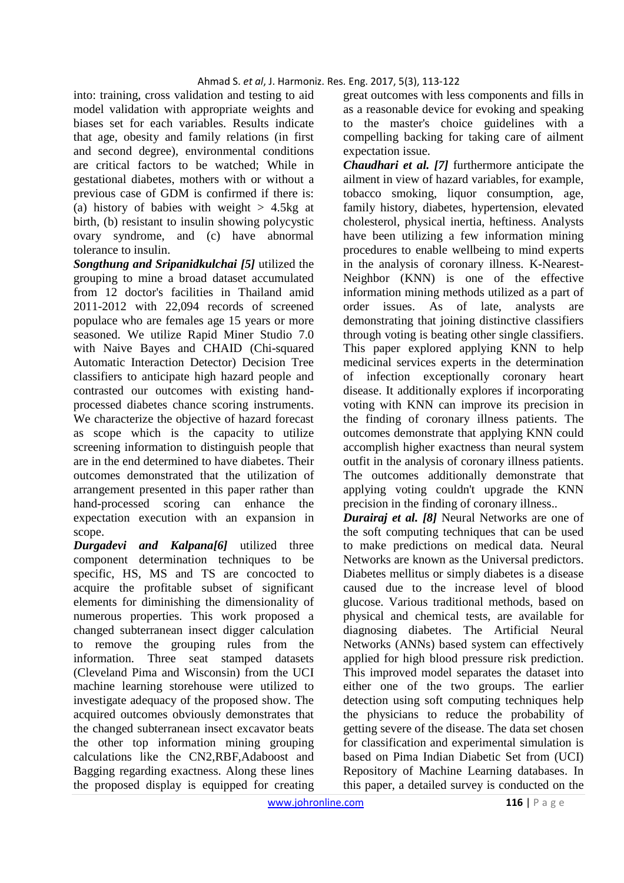into: training, cross validation and testing to aid model validation with appropriate weights and biases set for each variables. Results indicate that age, obesity and family relations (in first and second degree), environmental conditions are critical factors to be watched; While in gestational diabetes, mothers with or without a previous case of GDM is confirmed if there is: (a) history of babies with weight > 4.5kg at birth, (b) resistant to insulin showing polycystic ovary syndrome, and (c) have abnormal tolerance to insulin.

***Songthung and Sripanidkulchai [5]*** utilized the grouping to mine a broad dataset accumulated from 12 doctor's facilities in Thailand amid 2011-2012 with 22,094 records of screened populace who are females age 15 years or more seasoned. We utilize Rapid Miner Studio 7.0 with Naive Bayes and CHAID (Chi-squared Automatic Interaction Detector) Decision Tree classifiers to anticipate high hazard people and contrasted our outcomes with existing hand-processed diabetes chance scoring instruments. We characterize the objective of hazard forecast as scope which is the capacity to utilize screening information to distinguish people that are in the end determined to have diabetes. Their outcomes demonstrated that the utilization of arrangement presented in this paper rather than hand-processed scoring can enhance the expectation execution with an expansion in scope.

***Durgadevi and Kalpana[6]*** utilized three component determination techniques to be specific, HS, MS and TS are concocted to acquire the profitable subset of significant elements for diminishing the dimensionality of numerous properties. This work proposed a changed subterranean insect digger calculation to remove the grouping rules from the information. Three seat stamped datasets (Cleveland Pima and Wisconsin) from the UCI machine learning storehouse were utilized to investigate adequacy of the proposed show. The acquired outcomes obviously demonstrates that the changed subterranean insect excavator beats the other top information mining grouping calculations like the CN2,RBF,Adaboost and Bagging regarding exactness. Along these lines the proposed display is equipped for creating great outcomes with less components and fills in as a reasonable device for evoking and speaking to the master's choice guidelines with a compelling backing for taking care of ailment expectation issue.

***Chaudhari et al. [7]*** furthermore anticipate the ailment in view of hazard variables, for example, tobacco smoking, liquor consumption, age, family history, diabetes, hypertension, elevated cholesterol, physical inertia, heftiness. Analysts have been utilizing a few information mining procedures to enable wellbeing to mind experts in the analysis of coronary illness. K-Nearest-Neighbor (KNN) is one of the effective information mining methods utilized as a part of order issues. As of late, analysts are demonstrating that joining distinctive classifiers through voting is beating other single classifiers. This paper explored applying KNN to help medicinal services experts in the determination of infection exceptionally coronary heart disease. It additionally explores if incorporating voting with KNN can improve its precision in the finding of coronary illness patients. The outcomes demonstrate that applying KNN could accomplish higher exactness than neural system outfit in the analysis of coronary illness patients. The outcomes additionally demonstrate that applying voting couldn't upgrade the KNN precision in the finding of coronary illness..

***Durairaj et al. [8]*** Neural Networks are one of the soft computing techniques that can be used to make predictions on medical data. Neural Networks are known as the Universal predictors. Diabetes mellitus or simply diabetes is a disease caused due to the increase level of blood glucose. Various traditional methods, based on physical and chemical tests, are available for diagnosing diabetes. The Artificial Neural Networks (ANNs) based system can effectively applied for high blood pressure risk prediction. This improved model separates the dataset into either one of the two groups. The earlier detection using soft computing techniques help the physicians to reduce the probability of getting severe of the disease. The data set chosen for classification and experimental simulation is based on Pima Indian Diabetic Set from (UCI) Repository of Machine Learning databases. In this paper, a detailed survey is conducted on the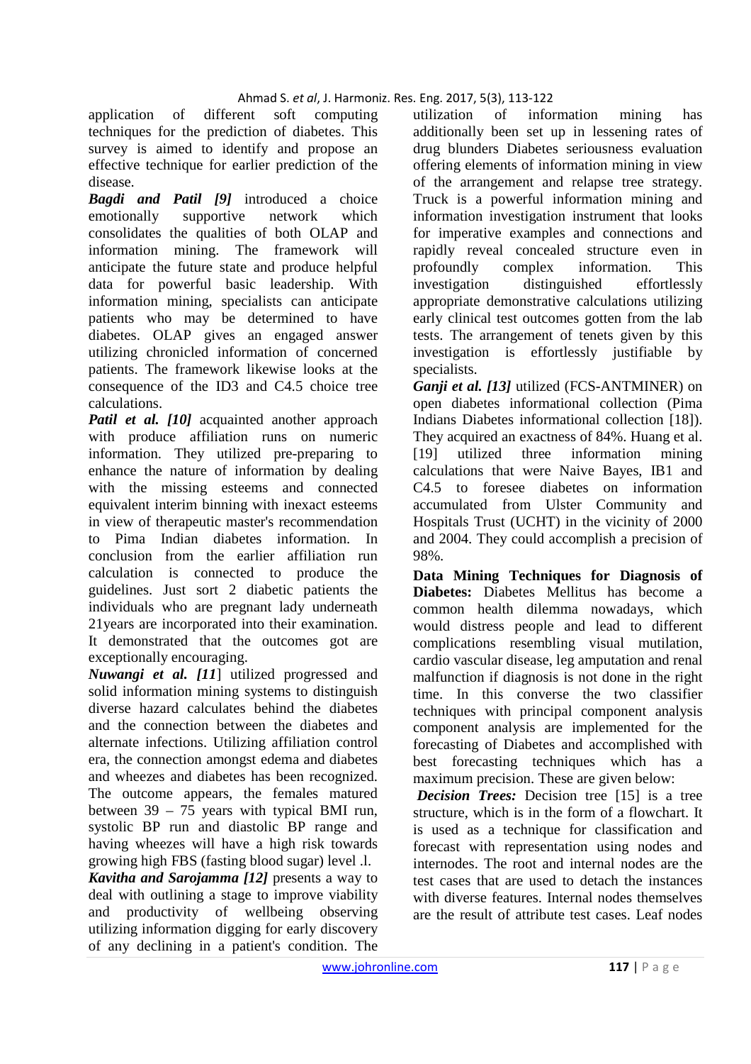application of different soft computing techniques for the prediction of diabetes. This survey is aimed to identify and propose an effective technique for earlier prediction of the disease.

***Bagdi and Patil [9]*** introduced a choice emotionally supportive network which consolidates the qualities of both OLAP and information mining. The framework will anticipate the future state and produce helpful data for powerful basic leadership. With information mining, specialists can anticipate patients who may be determined to have diabetes. OLAP gives an engaged answer utilizing chronicled information of concerned patients. The framework likewise looks at the consequence of the ID3 and C4.5 choice tree calculations.

***Patil et al. [10]*** acquainted another approach with produce affiliation runs on numeric information. They utilized pre-preparing to enhance the nature of information by dealing with the missing esteems and connected equivalent interim binning with inexact esteems in view of therapeutic master's recommendation to Pima Indian diabetes information. In conclusion from the earlier affiliation run calculation is connected to produce the guidelines. Just sort 2 diabetic patients the individuals who are pregnant lady underneath 21years are incorporated into their examination. It demonstrated that the outcomes got are exceptionally encouraging.

***Nuwangi et al. [11]*** utilized progressed and solid information mining systems to distinguish diverse hazard calculates behind the diabetes and the connection between the diabetes and alternate infections. Utilizing affiliation control era, the connection amongst edema and diabetes and wheezes and diabetes has been recognized. The outcome appears, the females matured between 39 – 75 years with typical BMI run, systolic BP run and diastolic BP range and having wheezes will have a high risk towards growing high FBS (fasting blood sugar) level .l.

***Kavitha and Sarojamma [12]*** presents a way to deal with outlining a stage to improve viability and productivity of wellbeing observing utilizing information digging for early discovery of any declining in a patient's condition. The utilization of information mining has additionally been set up in lessening rates of drug blunders Diabetes seriousness evaluation offering elements of information mining in view of the arrangement and relapse tree strategy. Truck is a powerful information mining and information investigation instrument that looks for imperative examples and connections and rapidly reveal concealed structure even in profoundly complex information. This investigation distinguished effortlessly appropriate demonstrative calculations utilizing early clinical test outcomes gotten from the lab tests. The arrangement of tenets given by this investigation is effortlessly justifiable by specialists.

***Ganji et al. [13]*** utilized (FCS-ANTMINER) on open diabetes informational collection (Pima Indians Diabetes informational collection [18]). They acquired an exactness of 84%. Huang et al. [19] utilized three information mining calculations that were Naive Bayes, IB1 and C4.5 to foresee diabetes on information accumulated from Ulster Community and Hospitals Trust (UCHT) in the vicinity of 2000 and 2004. They could accomplish a precision of 98%.

**Data Mining Techniques for Diagnosis of Diabetes:** Diabetes Mellitus has become a common health dilemma nowadays, which would distress people and lead to different complications resembling visual mutilation, cardio vascular disease, leg amputation and renal malfunction if diagnosis is not done in the right time. In this converse the two classifier techniques with principal component analysis component analysis are implemented for the forecasting of Diabetes and accomplished with best forecasting techniques which has a maximum precision. These are given below:

***Decision Trees:*** Decision tree [15] is a tree structure, which is in the form of a flowchart. It is used as a technique for classification and forecast with representation using nodes and internodes. The root and internal nodes are the test cases that are used to detach the instances with diverse features. Internal nodes themselves are the result of attribute test cases. Leaf nodes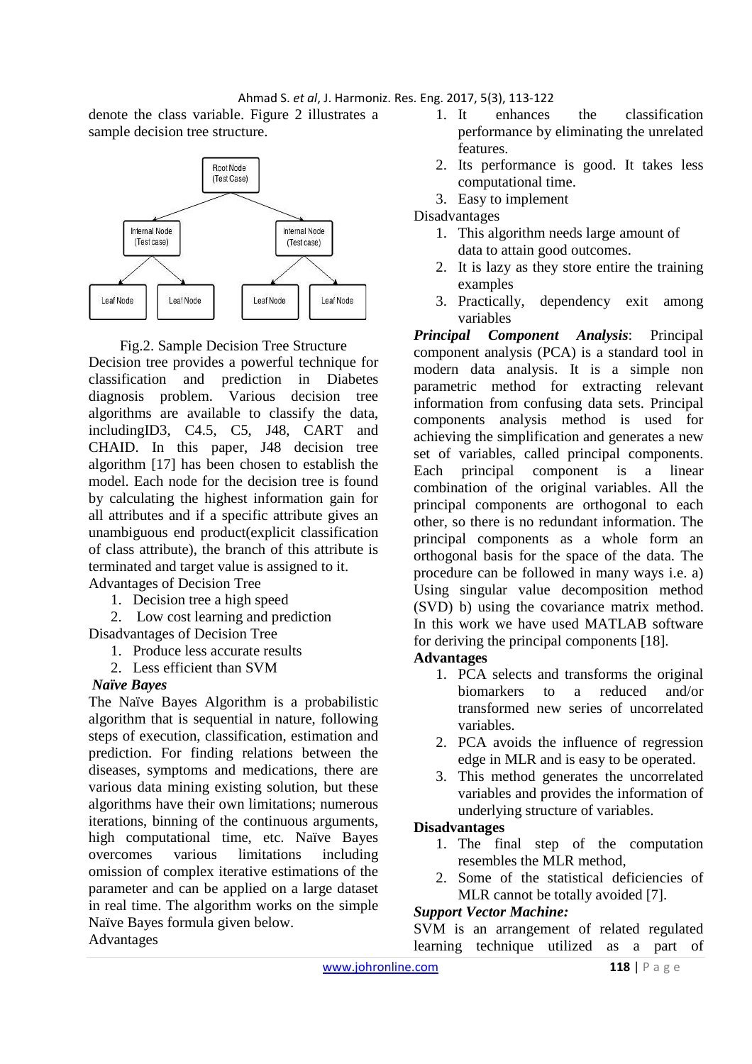denote the class variable. Figure 2 illustrates a sample decision tree structure.

Fig.2. Sample Decision Tree Structure

Decision tree provides a powerful technique for classification and prediction in Diabetes diagnosis problem. Various decision tree algorithms are available to classify the data, includingID3, C4.5, C5, J48, CART and CHAID. In this paper, J48 decision tree algorithm [17] has been chosen to establish the model. Each node for the decision tree is found by calculating the highest information gain for all attributes and if a specific attribute gives an unambiguous end product(explicit classification of class attribute), the branch of this attribute is terminated and target value is assigned to it.

Advantages of Decision Tree

1. Decision tree a high speed
2. Low cost learning and prediction

Disadvantages of Decision Tree

1. Produce less accurate results
2. Less efficient than SVM

***Naïve Bayes***

The Naïve Bayes Algorithm is a probabilistic algorithm that is sequential in nature, following steps of execution, classification, estimation and prediction. For finding relations between the diseases, symptoms and medications, there are various data mining existing solution, but these algorithms have their own limitations; numerous iterations, binning of the continuous arguments, high computational time, etc. Naïve Bayes overcomes various limitations including omission of complex iterative estimations of the parameter and can be applied on a large dataset in real time. The algorithm works on the simple Naïve Bayes formula given below.

Advantages

1. It enhances the classification performance by eliminating the unrelated features.
2. Its performance is good. It takes less computational time.
3. Easy to implement

Disadvantages

1. This algorithm needs large amount of data to attain good outcomes.
2. It is lazy as they store entire the training examples
3. Practically, dependency exit among variables

***Principal Component Analysis***: Principal component analysis (PCA) is a standard tool in modern data analysis. It is a simple non parametric method for extracting relevant information from confusing data sets. Principal components analysis method is used for achieving the simplification and generates a new set of variables, called principal components. Each principal component is a linear combination of the original variables. All the principal components are orthogonal to each other, so there is no redundant information. The principal components as a whole form an orthogonal basis for the space of the data. The procedure can be followed in many ways i.e. a) Using singular value decomposition method (SVD) b) using the covariance matrix method. In this work we have used MATLAB software for deriving the principal components [18].

**Advantages**

1. PCA selects and transforms the original biomarkers to a reduced and/or transformed new series of uncorrelated variables.
2. PCA avoids the influence of regression edge in MLR and is easy to be operated.
3. This method generates the uncorrelated variables and provides the information of underlying structure of variables.

**Disadvantages**

1. The final step of the computation resembles the MLR method,
2. Some of the statistical deficiencies of MLR cannot be totally avoided [7].

***Support Vector Machine:***

SVM is an arrangement of related regulated learning technique utilized as a part of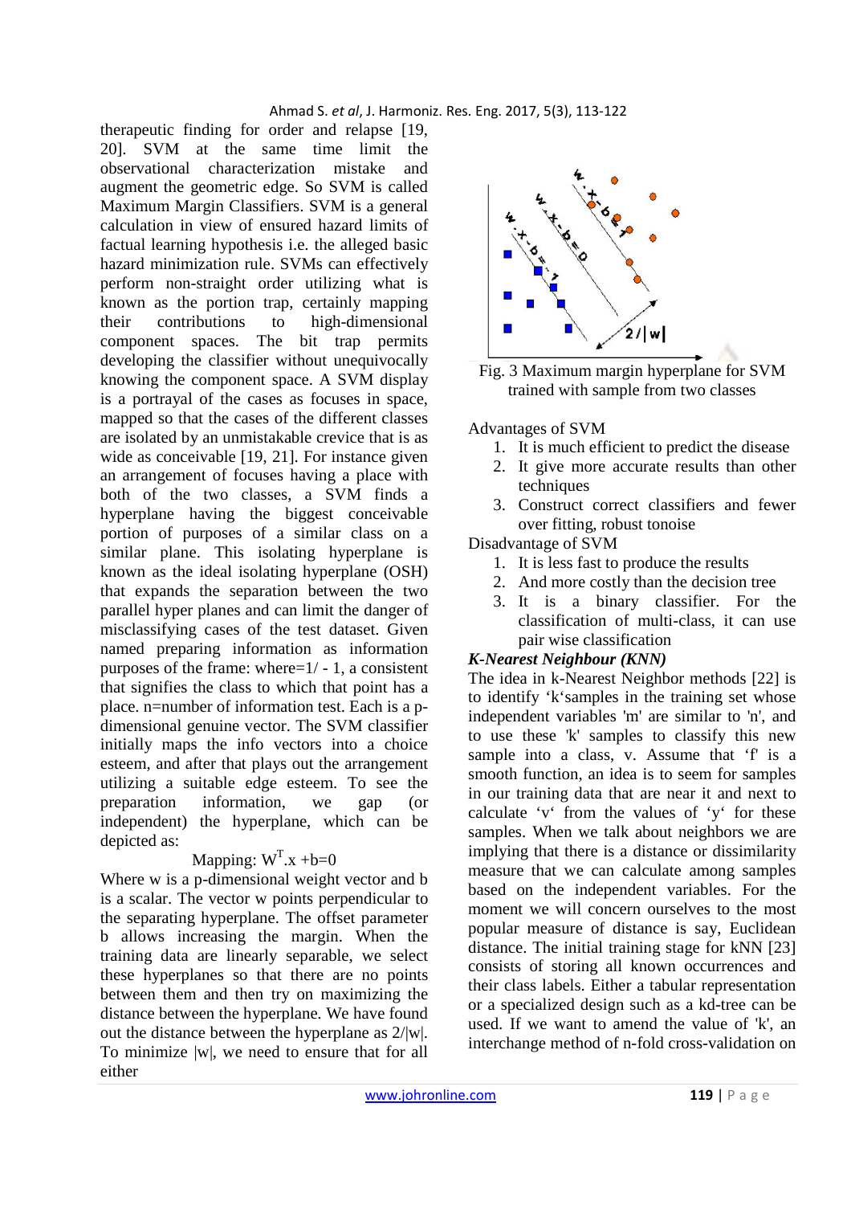therapeutic finding for order and relapse [19, 20]. SVM at the same time limit the observational characterization mistake and augment the geometric edge. So SVM is called Maximum Margin Classifiers. SVM is a general calculation in view of ensured hazard limits of factual learning hypothesis i.e. the alleged basic hazard minimization rule. SVMs can effectively perform non-straight order utilizing what is known as the portion trap, certainly mapping their contributions to high-dimensional component spaces. The bit trap permits developing the classifier without unequivocally knowing the component space. A SVM display is a portrayal of the cases as focuses in space, mapped so that the cases of the different classes are isolated by an unmistakable crevice that is as wide as conceivable [19, 21]. For instance given an arrangement of focuses having a place with both of the two classes, a SVM finds a hyperplane having the biggest conceivable portion of purposes of a similar class on a similar plane. This isolating hyperplane is known as the ideal isolating hyperplane (OSH) that expands the separation between the two parallel hyper planes and can limit the danger of misclassifying cases of the test dataset. Given named preparing information as information purposes of the frame: where=1/ - 1, a consistent that signifies the class to which that point has a place. n=number of information test. Each is a p-dimensional genuine vector. The SVM classifier initially maps the info vectors into a choice esteem, and after that plays out the arrangement utilizing a suitable edge esteem. To see the preparation information, we gap (or independent) the hyperplane, which can be depicted as:

$$\text{Mapping: } W^T.x + b = 0$$

Where w is a p-dimensional weight vector and b is a scalar. The vector w points perpendicular to the separating hyperplane. The offset parameter b allows increasing the margin. When the training data are linearly separable, we select these hyperplanes so that there are no points between them and then try on maximizing the distance between the hyperplane. We have found out the distance between the hyperplane as $2/|w|$. To minimize $|w|$, we need to ensure that for all either

Fig. 3 Maximum margin hyperplane for SVM trained with sample from two classes

Advantages of SVM

1. It is much efficient to predict the disease
2. It give more accurate results than other techniques
3. Construct correct classifiers and fewer over fitting, robust tonoise

Disadvantage of SVM

1. It is less fast to produce the results
2. And more costly than the decision tree
3. It is a binary classifier. For the classification of multi-class, it can use pair wise classification

***K-Nearest Neighbour (KNN)***

The idea in k-Nearest Neighbor methods [22] is to identify ‘k‘samples in the training set whose independent variables 'm' are similar to 'n', and to use these 'k' samples to classify this new sample into a class, v. Assume that ‘f' is a smooth function, an idea is to seem for samples in our training data that are near it and next to calculate ‘v‘ from the values of ‘y‘ for these samples. When we talk about neighbors we are implying that there is a distance or dissimilarity measure that we can calculate among samples based on the independent variables. For the moment we will concern ourselves to the most popular measure of distance is say, Euclidean distance. The initial training stage for kNN [23] consists of storing all known occurrences and their class labels. Either a tabular representation or a specialized design such as a kd-tree can be used. If we want to amend the value of 'k', an interchange method of n-fold cross-validation on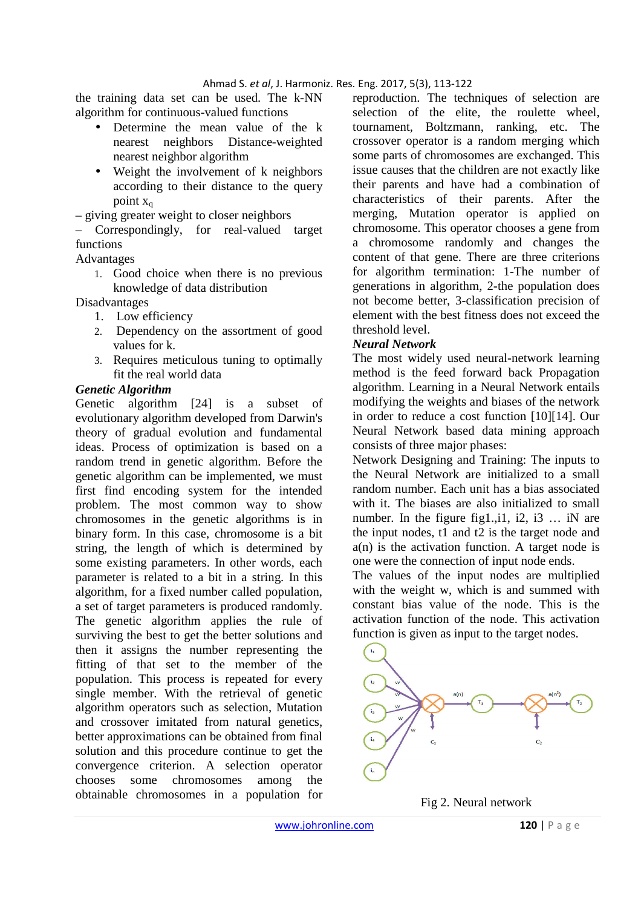the training data set can be used. The k-NN algorithm for continuous-valued functions

- Determine the mean value of the k nearest neighbors Distance-weighted nearest neighbor algorithm
- Weight the involvement of k neighbors according to their distance to the query point $x_q$

– giving greater weight to closer neighbors

– Correspondingly, for real-valued target functions

Advantages

1. Good choice when there is no previous knowledge of data distribution

Disadvantages

1. Low efficiency
2. Dependency on the assortment of good values for k.
3. Requires meticulous tuning to optimally fit the real world data

### *Genetic Algorithm*

Genetic algorithm [24] is a subset of evolutionary algorithm developed from Darwin's theory of gradual evolution and fundamental ideas. Process of optimization is based on a random trend in genetic algorithm. Before the genetic algorithm can be implemented, we must first find encoding system for the intended problem. The most common way to show chromosomes in the genetic algorithms is in binary form. In this case, chromosome is a bit string, the length of which is determined by some existing parameters. In other words, each parameter is related to a bit in a string. In this algorithm, for a fixed number called population, a set of target parameters is produced randomly. The genetic algorithm applies the rule of surviving the best to get the better solutions and then it assigns the number representing the fitting of that set to the member of the population. This process is repeated for every single member. With the retrieval of genetic algorithm operators such as selection, Mutation and crossover imitated from natural genetics, better approximations can be obtained from final solution and this procedure continue to get the convergence criterion. A selection operator chooses some chromosomes among the obtainable chromosomes in a population for reproduction. The techniques of selection are selection of the elite, the roulette wheel, tournament, Boltzmann, ranking, etc. The crossover operator is a random merging which some parts of chromosomes are exchanged. This issue causes that the children are not exactly like their parents and have had a combination of characteristics of their parents. After the merging, Mutation operator is applied on chromosome. This operator chooses a gene from a chromosome randomly and changes the content of that gene. There are three criterions for algorithm termination: 1-The number of generations in algorithm, 2-the population does not become better, 3-classification precision of element with the best fitness does not exceed the threshold level.

### *Neural Network*

The most widely used neural-network learning method is the feed forward back Propagation algorithm. Learning in a Neural Network entails modifying the weights and biases of the network in order to reduce a cost function [10][14]. Our Neural Network based data mining approach consists of three major phases:

Network Designing and Training: The inputs to the Neural Network are initialized to a small random number. Each unit has a bias associated with it. The biases are also initialized to small number. In the figure fig1.,i1, i2, i3 … iN are the input nodes, t1 and t2 is the target node and a(n) is the activation function. A target node is one were the connection of input node ends.

The values of the input nodes are multiplied with the weight w, which is and summed with constant bias value of the node. This is the activation function of the node. This activation function is given as input to the target nodes.

Fig 2. Neural network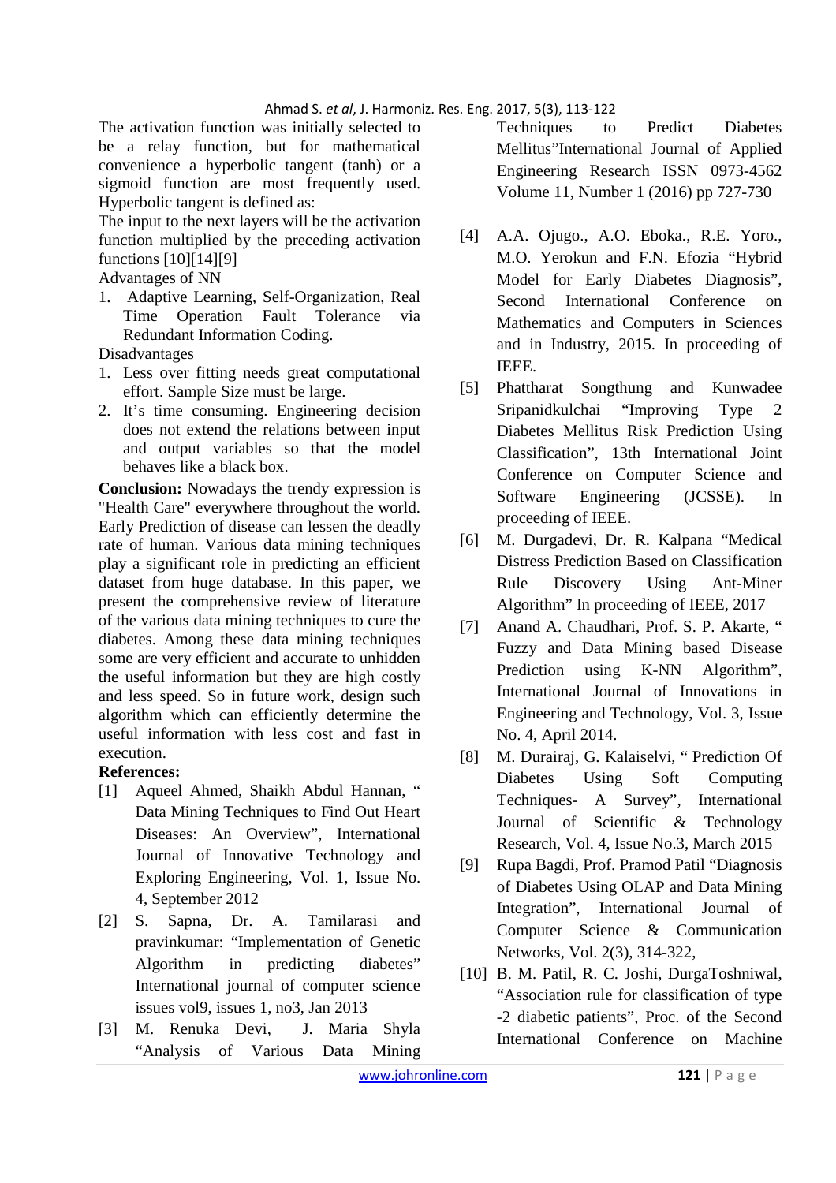The activation function was initially selected to be a relay function, but for mathematical convenience a hyperbolic tangent (tanh) or a sigmoid function are most frequently used. Hyperbolic tangent is defined as:

The input to the next layers will be the activation function multiplied by the preceding activation functions [10][14][9]

Advantages of NN

1. Adaptive Learning, Self-Organization, Real Time Operation Fault Tolerance via Redundant Information Coding.

Disadvantages

1. Less over fitting needs great computational effort. Sample Size must be large.
2. It's time consuming. Engineering decision does not extend the relations between input and output variables so that the model behaves like a black box.

**Conclusion:** Nowadays the trendy expression is "Health Care" everywhere throughout the world. Early Prediction of disease can lessen the deadly rate of human. Various data mining techniques play a significant role in predicting an efficient dataset from huge database. In this paper, we present the comprehensive review of literature of the various data mining techniques to cure the diabetes. Among these data mining techniques some are very efficient and accurate to unhidden the useful information but they are high costly and less speed. So in future work, design such algorithm which can efficiently determine the useful information with less cost and fast in execution.

**References:**

[1] Aqueel Ahmed, Shaikh Abdul Hannan, " Data Mining Techniques to Find Out Heart Diseases: An Overview", International Journal of Innovative Technology and Exploring Engineering, Vol. 1, Issue No. 4, September 2012

[2] S. Sapna, Dr. A. Tamilarasi and pravinkumar: "Implementation of Genetic Algorithm in predicting diabetes" International journal of computer science issues vol9, issues 1, no3, Jan 2013

[3] M. Renuka Devi, J. Maria Shyla "Analysis of Various Data Mining Techniques to Predict Diabetes Mellitus"International Journal of Applied Engineering Research ISSN 0973-4562 Volume 11, Number 1 (2016) pp 727-730

[4] A.A. Ojugo., A.O. Eboka., R.E. Yoro., M.O. Yerokun and F.N. Efozia "Hybrid Model for Early Diabetes Diagnosis", Second International Conference on Mathematics and Computers in Sciences and in Industry, 2015. In proceeding of IEEE.

[5] Phattharat Songthung and Kunwadee Sripanidkulchai "Improving Type 2 Diabetes Mellitus Risk Prediction Using Classification", 13th International Joint Conference on Computer Science and Software Engineering (JCSSE). In proceeding of IEEE.

[6] M. Durgadevi, Dr. R. Kalpana "Medical Distress Prediction Based on Classification Rule Discovery Using Ant-Miner Algorithm" In proceeding of IEEE, 2017

[7] Anand A. Chaudhari, Prof. S. P. Akarte, " Fuzzy and Data Mining based Disease Prediction using K-NN Algorithm", International Journal of Innovations in Engineering and Technology, Vol. 3, Issue No. 4, April 2014.

[8] M. Durairaj, G. Kalaiselvi, " Prediction Of Diabetes Using Soft Computing Techniques- A Survey", International Journal of Scientific & Technology Research, Vol. 4, Issue No.3, March 2015

[9] Rupa Bagdi, Prof. Pramod Patil "Diagnosis of Diabetes Using OLAP and Data Mining Integration", International Journal of Computer Science & Communication Networks, Vol. 2(3), 314-322,

[10] B. M. Patil, R. C. Joshi, DurgaToshniwal, "Association rule for classification of type -2 diabetic patients", Proc. of the Second International Conference on Machine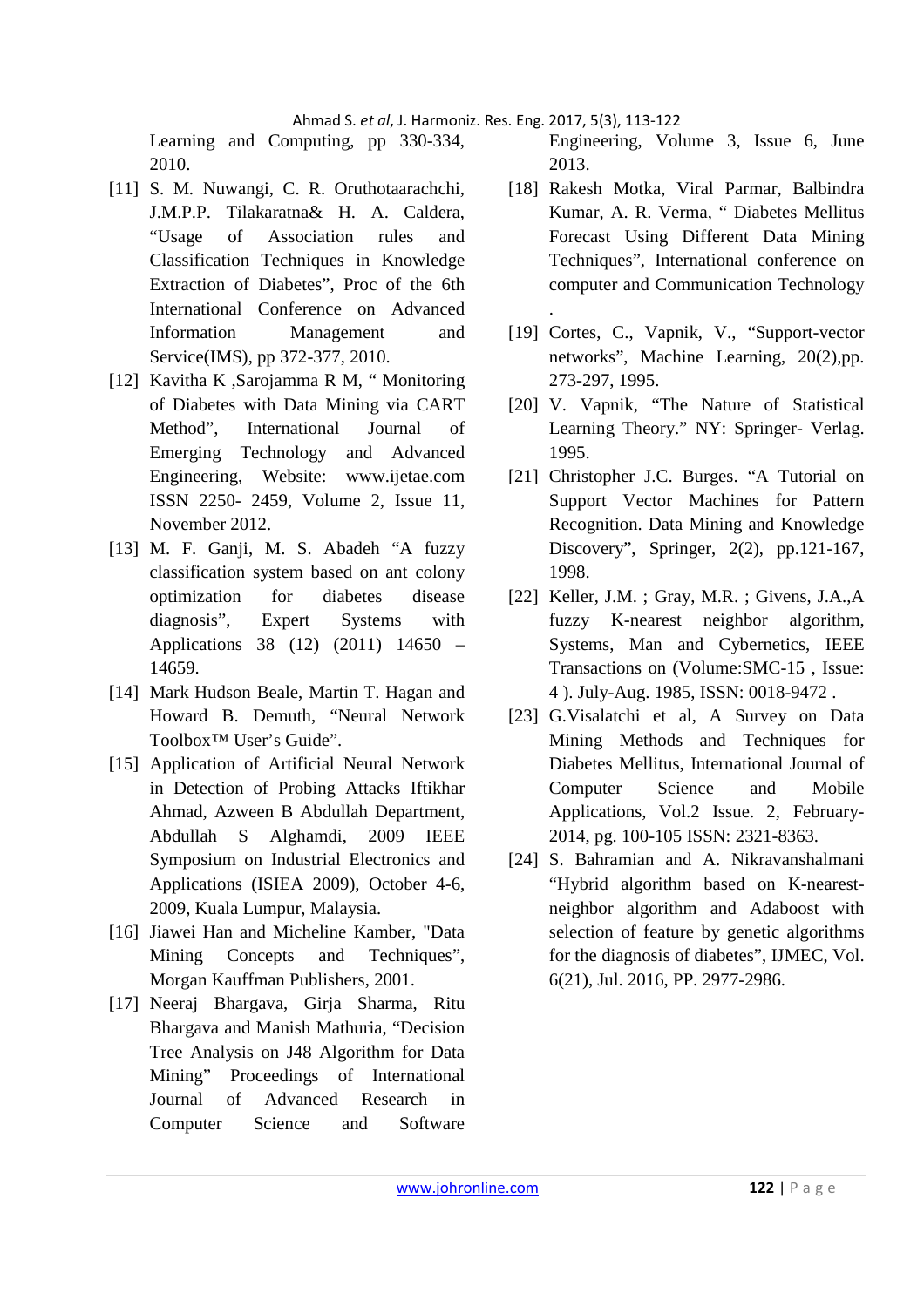Learning and Computing, pp 330-334, 2010.

[11] S. M. Nuwangi, C. R. Oruthotaarachchi, J.M.P.P. Tilakaratna& H. A. Caldera, "Usage of Association rules and Classification Techniques in Knowledge Extraction of Diabetes", Proc of the 6th International Conference on Advanced Information Management and Service(IMS), pp 372-377, 2010.

[12] Kavitha K ,Sarojamma R M, " Monitoring of Diabetes with Data Mining via CART Method", International Journal of Emerging Technology and Advanced Engineering, Website: www.ijetae.com ISSN 2250- 2459, Volume 2, Issue 11, November 2012.

[13] M. F. Ganji, M. S. Abadeh "A fuzzy classification system based on ant colony optimization for diabetes disease diagnosis", Expert Systems with Applications 38 (12) (2011) 14650 – 14659.

[14] Mark Hudson Beale, Martin T. Hagan and Howard B. Demuth, "Neural Network Toolbox™ User's Guide".

[15] Application of Artificial Neural Network in Detection of Probing Attacks Iftikhar Ahmad, Azween B Abdullah Department, Abdullah S Alghamdi, 2009 IEEE Symposium on Industrial Electronics and Applications (ISIEA 2009), October 4-6, 2009, Kuala Lumpur, Malaysia.

[16] Jiawei Han and Micheline Kamber, "Data Mining Concepts and Techniques", Morgan Kauffman Publishers, 2001.

[17] Neeraj Bhargava, Girja Sharma, Ritu Bhargava and Manish Mathuria, "Decision Tree Analysis on J48 Algorithm for Data Mining" Proceedings of International Journal of Advanced Research in Computer Science and Software Engineering, Volume 3, Issue 6, June 2013.

[18] Rakesh Motka, Viral Parmar, Balbindra Kumar, A. R. Verma, " Diabetes Mellitus Forecast Using Different Data Mining Techniques", International conference on computer and Communication Technology .

[19] Cortes, C., Vapnik, V., "Support-vector networks", Machine Learning, 20(2),pp. 273-297, 1995.

[20] V. Vapnik, "The Nature of Statistical Learning Theory." NY: Springer- Verlag. 1995.

[21] Christopher J.C. Burges. "A Tutorial on Support Vector Machines for Pattern Recognition. Data Mining and Knowledge Discovery", Springer, 2(2), pp.121-167, 1998.

[22] Keller, J.M. ; Gray, M.R. ; Givens, J.A.,A fuzzy K-nearest neighbor algorithm, Systems, Man and Cybernetics, IEEE Transactions on (Volume:SMC-15 , Issue: 4 ). July-Aug. 1985, ISSN: 0018-9472 .

[23] G.Visalatchi et al, A Survey on Data Mining Methods and Techniques for Diabetes Mellitus, International Journal of Computer Science and Mobile Applications, Vol.2 Issue. 2, February-2014, pg. 100-105 ISSN: 2321-8363.

[24] S. Bahramian and A. Nikravanshalmani "Hybrid algorithm based on K-nearest-neighbor algorithm and Adaboost with selection of feature by genetic algorithms for the diagnosis of diabetes", IJMEC, Vol. 6(21), Jul. 2016, PP. 2977-2986.